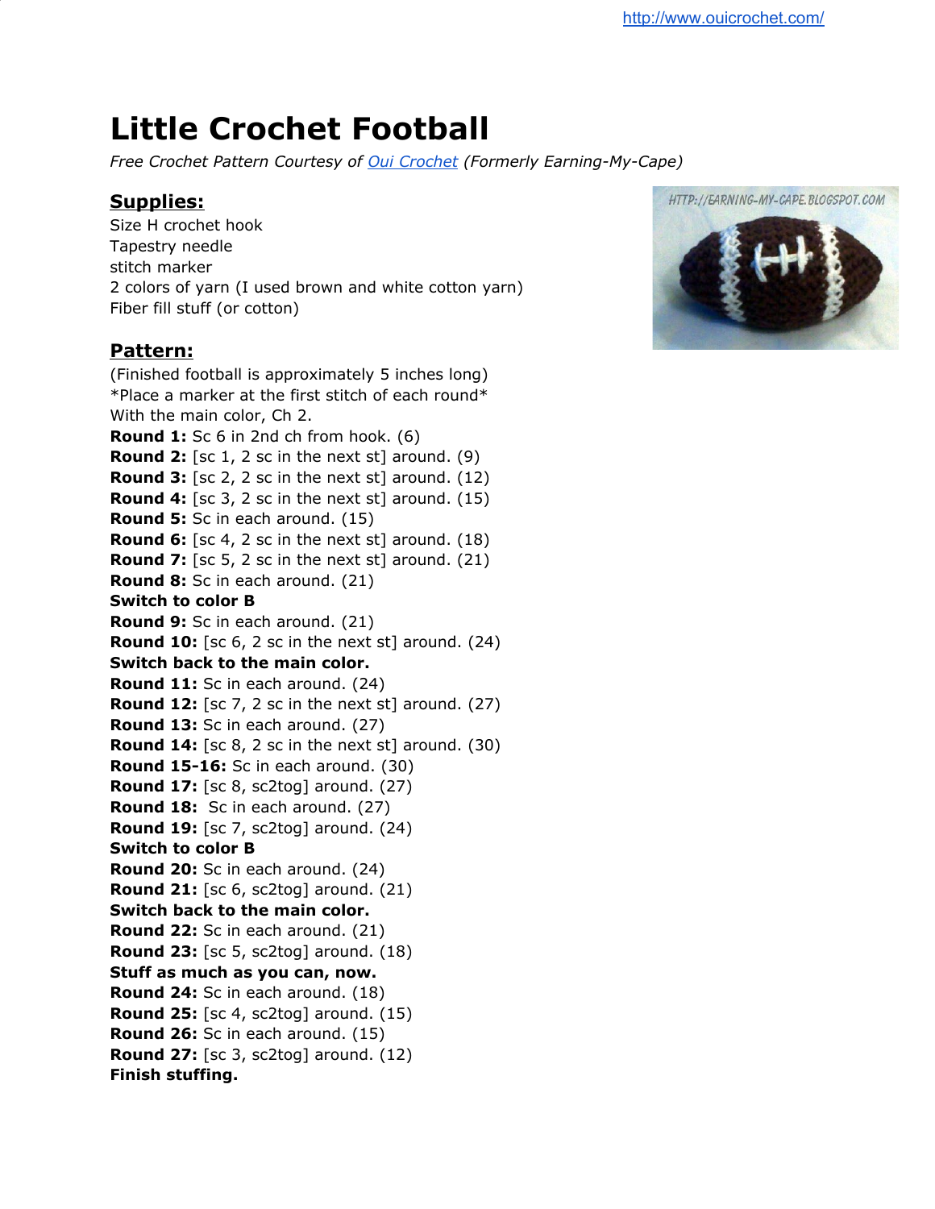http://www.ouicrochet.com/

# Little Crochet Football

*Free Crochet Pattern Courtesy of Oui Crochet (Formerly Earning-My-Cape)*

## Supplies:

Size H crochet hook
Tapestry needle
stitch marker
2 colors of yarn (I used brown and white cotton yarn)
Fiber fill stuff (or cotton)

## Pattern:

(Finished football is approximately 5 inches long)
*Place a marker at the first stitch of each round*
With the main color, Ch 2.
**Round 1:** Sc 6 in 2nd ch from hook. (6)
**Round 2:** [sc 1, 2 sc in the next st] around. (9)
**Round 3:** [sc 2, 2 sc in the next st] around. (12)
**Round 4:** [sc 3, 2 sc in the next st] around. (15)
**Round 5:** Sc in each around. (15)
**Round 6:** [sc 4, 2 sc in the next st] around. (18)
**Round 7:** [sc 5, 2 sc in the next st] around. (21)
**Round 8:** Sc in each around. (21)
**Switch to color B**
**Round 9:** Sc in each around. (21)
**Round 10:** [sc 6, 2 sc in the next st] around. (24)
**Switch back to the main color.**
**Round 11:** Sc in each around. (24)
**Round 12:** [sc 7, 2 sc in the next st] around. (27)
**Round 13:** Sc in each around. (27)
**Round 14:** [sc 8, 2 sc in the next st] around. (30)
**Round 15-16:** Sc in each around. (30)
**Round 17:** [sc 8, sc2tog] around. (27)
**Round 18:** Sc in each around. (27)
**Round 19:** [sc 7, sc2tog] around. (24)
**Switch to color B**
**Round 20:** Sc in each around. (24)
**Round 21:** [sc 6, sc2tog] around. (21)
**Switch back to the main color.**
**Round 22:** Sc in each around. (21)
**Round 23:** [sc 5, sc2tog] around. (18)
**Stuff as much as you can, now.**
**Round 24:** Sc in each around. (18)
**Round 25:** [sc 4, sc2tog] around. (15)
**Round 26:** Sc in each around. (15)
**Round 27:** [sc 3, sc2tog] around. (12)
**Finish stuffing.**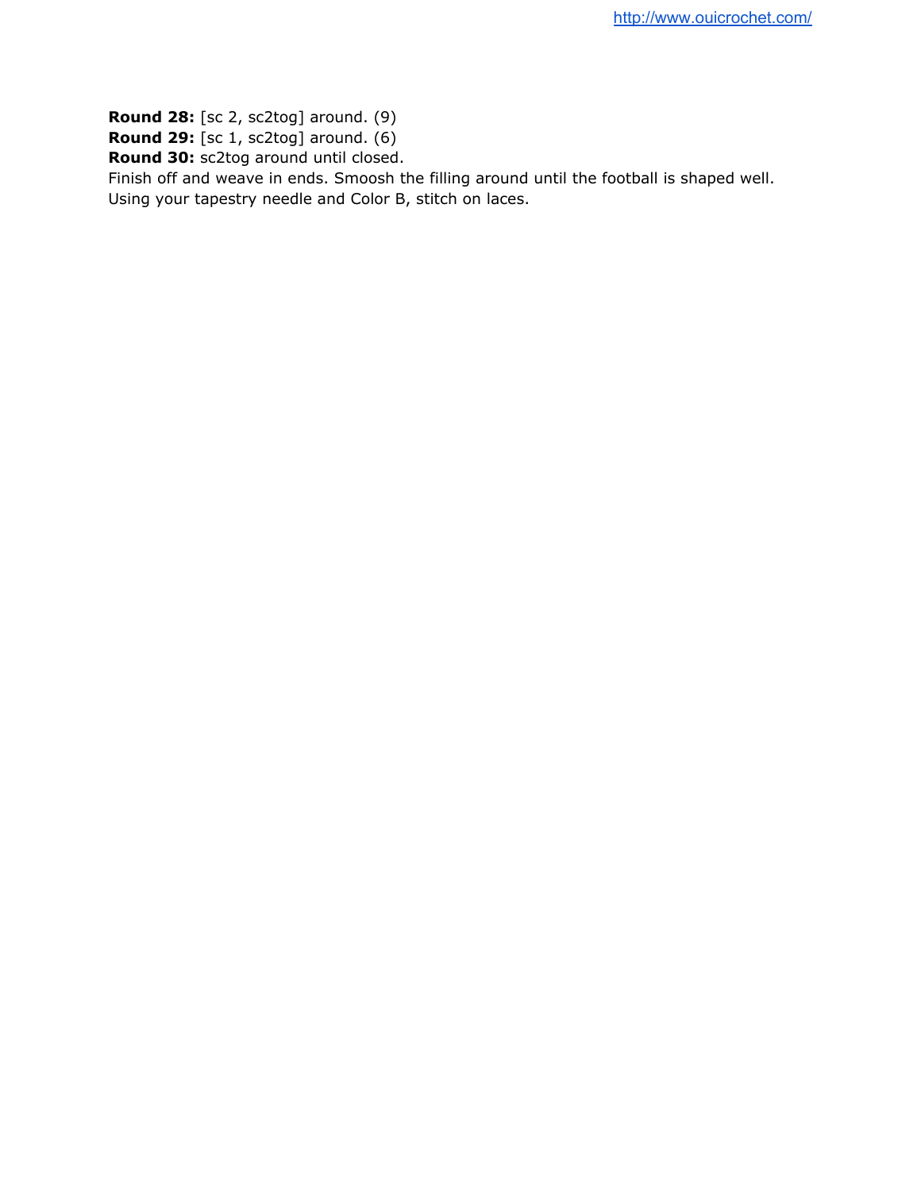**Round 28:** [sc 2, sc2tog] around. (9)
**Round 29:** [sc 1, sc2tog] around. (6)
**Round 30:** sc2tog around until closed.
Finish off and weave in ends. Smoosh the filling around until the football is shaped well.
Using your tapestry needle and Color B, stitch on laces.